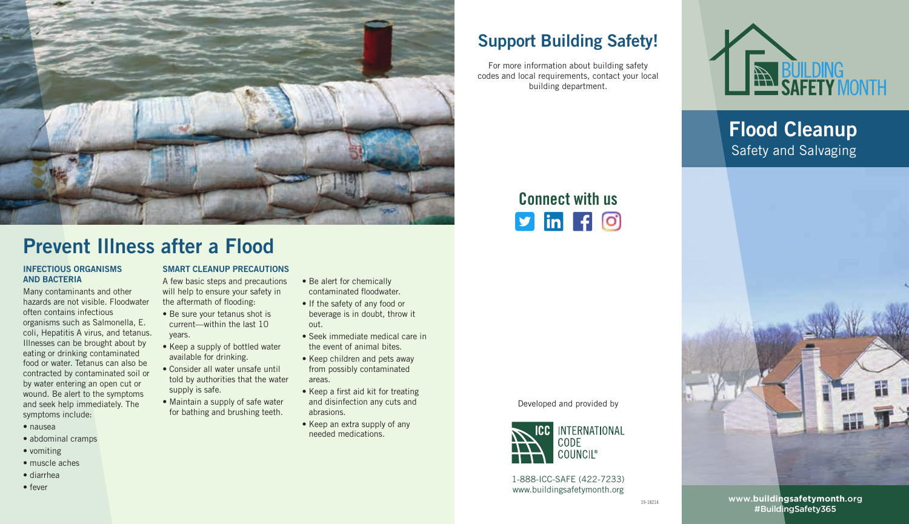# Prevent Illness after a Flood

### INFECTIOUS ORGANISMS AND BACTERIA

Many contaminants and other hazards are not visible. Floodwater often contains infectious organisms such as Salmonella, E. coli, Hepatitis A virus, and tetanus. Illnesses can be brought about by eating or drinking contaminated food or water. Tetanus can also be contracted by contaminated soil or by water entering an open cut or wound. Be alert to the symptoms and seek help immediately. The symptoms include:

- nausea
- abdominal cramps
- vomiting
- muscle aches
- diarrhea
- fever

### SMART CLEANUP PRECAUTIONS

A few basic steps and precautions will help to ensure your safety in the aftermath of flooding:

- Be sure your tetanus shot is current—within the last 10 years.
- Keep a supply of bottled water available for drinking.
- Consider all water unsafe until told by authorities that the water supply is safe.
- Maintain a supply of safe water for bathing and brushing teeth.
- Be alert for chemically contaminated floodwater.
- If the safety of any food or beverage is in doubt, throw it out.
- Seek immediate medical care in the event of animal bites.
- Keep children and pets away from possibly contaminated areas.
- Keep a first aid kit for treating and disinfection any cuts and abrasions.
- Keep an extra supply of any needed medications.

## Support Building Safety!

For more information about building safety codes and local requirements, contact your local building department.

## Connect with us

Developed and provided by

INTERNATIONAL CODE COUNCIL®

1-888-ICC-SAFE (422-7233)
www.buildingsafetymonth.org

19-18214

BUILDING SAFETY MONTH

# Flood Cleanup

Safety and Salvaging

www.buildingsafetymonth.org
#BuildingSafety365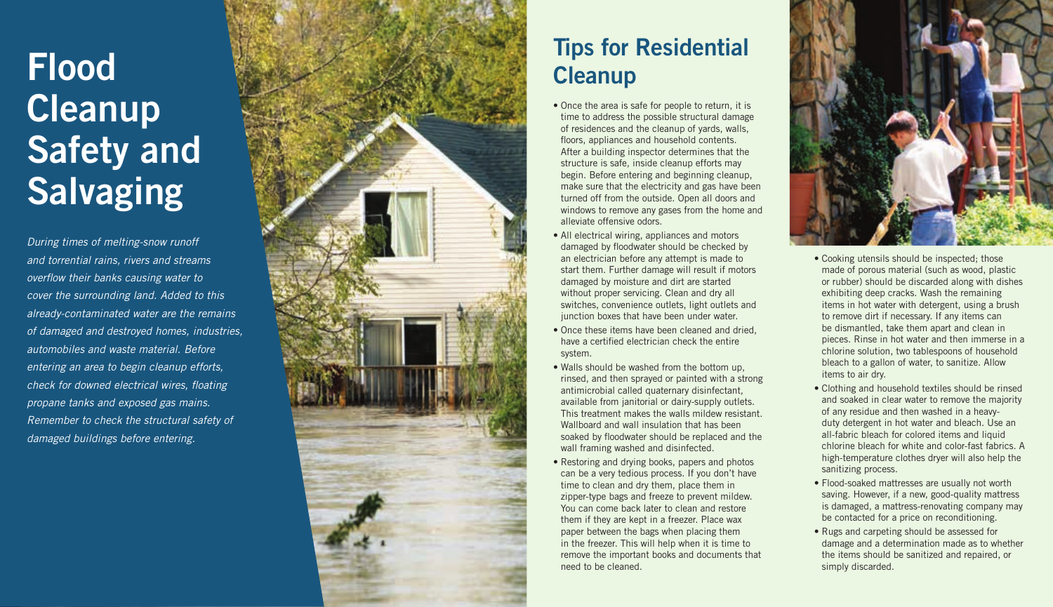# Flood Cleanup Safety and Salvaging

*During times of melting-snow runoff and torrential rains, rivers and streams overflow their banks causing water to cover the surrounding land. Added to this already-contaminated water are the remains of damaged and destroyed homes, industries, automobiles and waste material. Before entering an area to begin cleanup efforts, check for downed electrical wires, floating propane tanks and exposed gas mains. Remember to check the structural safety of damaged buildings before entering.*

## Tips for Residential Cleanup

- Once the area is safe for people to return, it is time to address the possible structural damage of residences and the cleanup of yards, walls, floors, appliances and household contents. After a building inspector determines that the structure is safe, inside cleanup efforts may begin. Before entering and beginning cleanup, make sure that the electricity and gas have been turned off from the outside. Open all doors and windows to remove any gases from the home and alleviate offensive odors.
- All electrical wiring, appliances and motors damaged by floodwater should be checked by an electrician before any attempt is made to start them. Further damage will result if motors damaged by moisture and dirt are started without proper servicing. Clean and dry all switches, convenience outlets, light outlets and junction boxes that have been under water.
- Once these items have been cleaned and dried, have a certified electrician check the entire system.
- Walls should be washed from the bottom up, rinsed, and then sprayed or painted with a strong antimicrobial called quaternary disinfectant, available from janitorial or dairy-supply outlets. This treatment makes the walls mildew resistant. Wallboard and wall insulation that has been soaked by floodwater should be replaced and the wall framing washed and disinfected.
- Restoring and drying books, papers and photos can be a very tedious process. If you don't have time to clean and dry them, place them in zipper-type bags and freeze to prevent mildew. You can come back later to clean and restore them if they are kept in a freezer. Place wax paper between the bags when placing them in the freezer. This will help when it is time to remove the important books and documents that need to be cleaned.
- Cooking utensils should be inspected; those made of porous material (such as wood, plastic or rubber) should be discarded along with dishes exhibiting deep cracks. Wash the remaining items in hot water with detergent, using a brush to remove dirt if necessary. If any items can be dismantled, take them apart and clean in pieces. Rinse in hot water and then immerse in a chlorine solution, two tablespoons of household bleach to a gallon of water, to sanitize. Allow items to air dry.
- Clothing and household textiles should be rinsed and soaked in clear water to remove the majority of any residue and then washed in a heavy-duty detergent in hot water and bleach. Use an all-fabric bleach for colored items and liquid chlorine bleach for white and color-fast fabrics. A high-temperature clothes dryer will also help the sanitizing process.
- Flood-soaked mattresses are usually not worth saving. However, if a new, good-quality mattress is damaged, a mattress-renovating company may be contacted for a price on reconditioning.
- Rugs and carpeting should be assessed for damage and a determination made as to whether the items should be sanitized and repaired, or simply discarded.